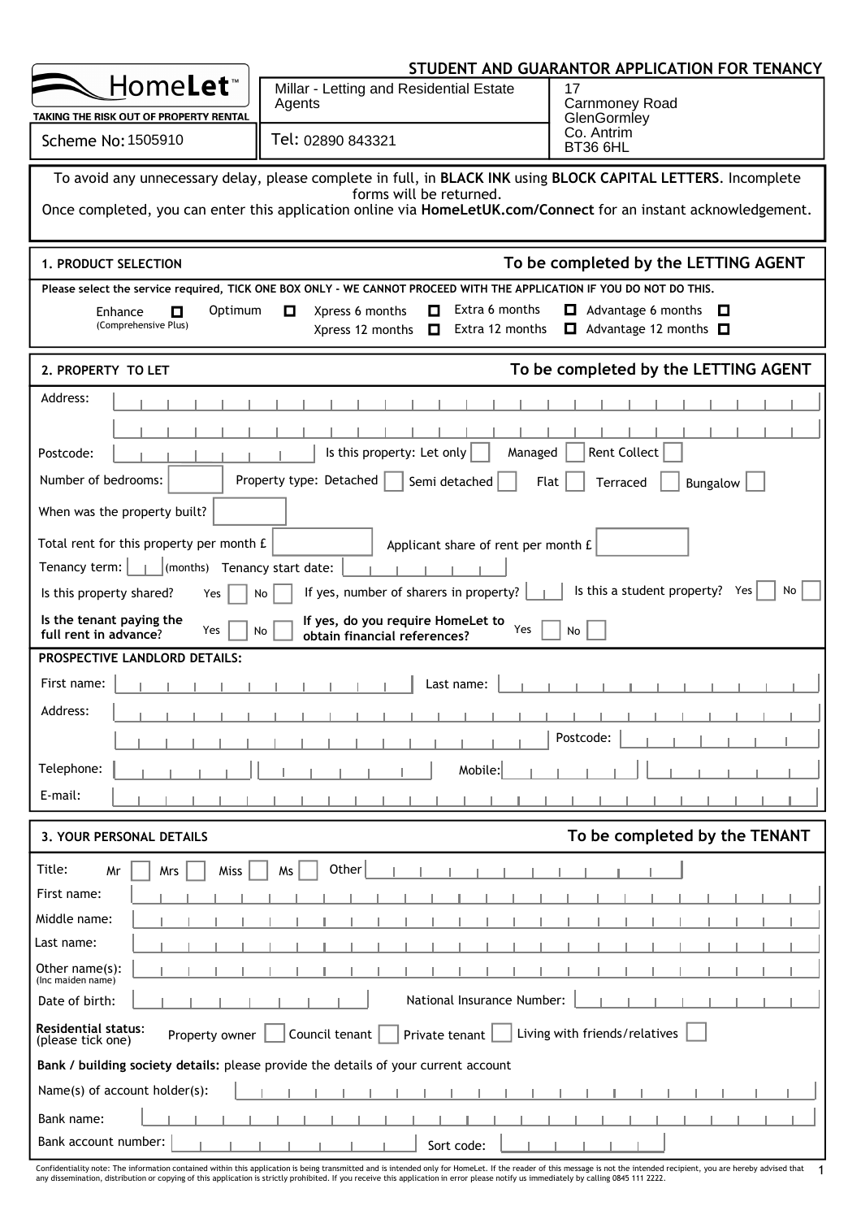**HomeLet™**
TAKING THE RISK OUT OF PROPERTY RENTAL

# STUDENT AND GUARANTOR APPLICATION FOR TENANCY

| Scheme No: 1505910 | Millar - Letting and Residential Estate Agents | 17 Carnmoney Road GlenGormley Co. Antrim BT36 6HL |
|---|---|---|
| | Tel: 02890 843321 | |

To avoid any unnecessary delay, please complete in full, in **BLACK INK** using **BLOCK CAPITAL LETTERS**. Incomplete forms will be returned.
Once completed, you can enter this application online via **HomeLetUK.com/Connect** for an instant acknowledgement.

## 1. PRODUCT SELECTION — To be completed by the LETTING AGENT

**Please select the service required, TICK ONE BOX ONLY - WE CANNOT PROCEED WITH THE APPLICATION IF YOU DO NOT DO THIS.**

- Enhance (Comprehensive Plus) ☐
- Optimum ☐
- Xpress 6 months ☐
- Xpress 12 months ☐
- Extra 6 months ☐
- Extra 12 months ☐
- Advantage 6 months ☐
- Advantage 12 months ☐

## 2. PROPERTY TO LET — To be completed by the LETTING AGENT

Address:

Postcode: Is this property: Let only ☐ Managed ☐ Rent Collect ☐

Number of bedrooms: Property type: Detached ☐ Semi detached ☐ Flat ☐ Terraced ☐ Bungalow ☐

When was the property built?

Total rent for this property per month £ Applicant share of rent per month £

Tenancy term: (months) Tenancy start date:

Is this property shared? Yes ☐ No ☐ If yes, number of sharers in property? Is this a student property? Yes ☐ No ☐

**Is the tenant paying the full rent in advance?** Yes ☐ No ☐ **If yes, do you require HomeLet to obtain financial references?** Yes ☐ No ☐

**PROSPECTIVE LANDLORD DETAILS:**

First name: Last name:

Address:

Postcode:

Telephone: Mobile:

E-mail:

## 3. YOUR PERSONAL DETAILS — To be completed by the TENANT

Title: Mr ☐ Mrs ☐ Miss ☐ Ms ☐ Other

First name:

Middle name:

Last name:

Other name(s): (Inc maiden name)

Date of birth: National Insurance Number:

**Residential status:** (please tick one) Property owner ☐ Council tenant ☐ Private tenant ☐ Living with friends/relatives ☐

**Bank / building society details:** please provide the details of your current account

Name(s) of account holder(s):

Bank name:

Bank account number: Sort code:

Confidentiality note: The information contained within this application is being transmitted and is intended only for HomeLet. If the reader of this message is not the intended recipient, you are hereby advised that any dissemination, distribution or copying of this application is strictly prohibited. If you receive this application in error please notify us immediately by calling 0845 111 2222.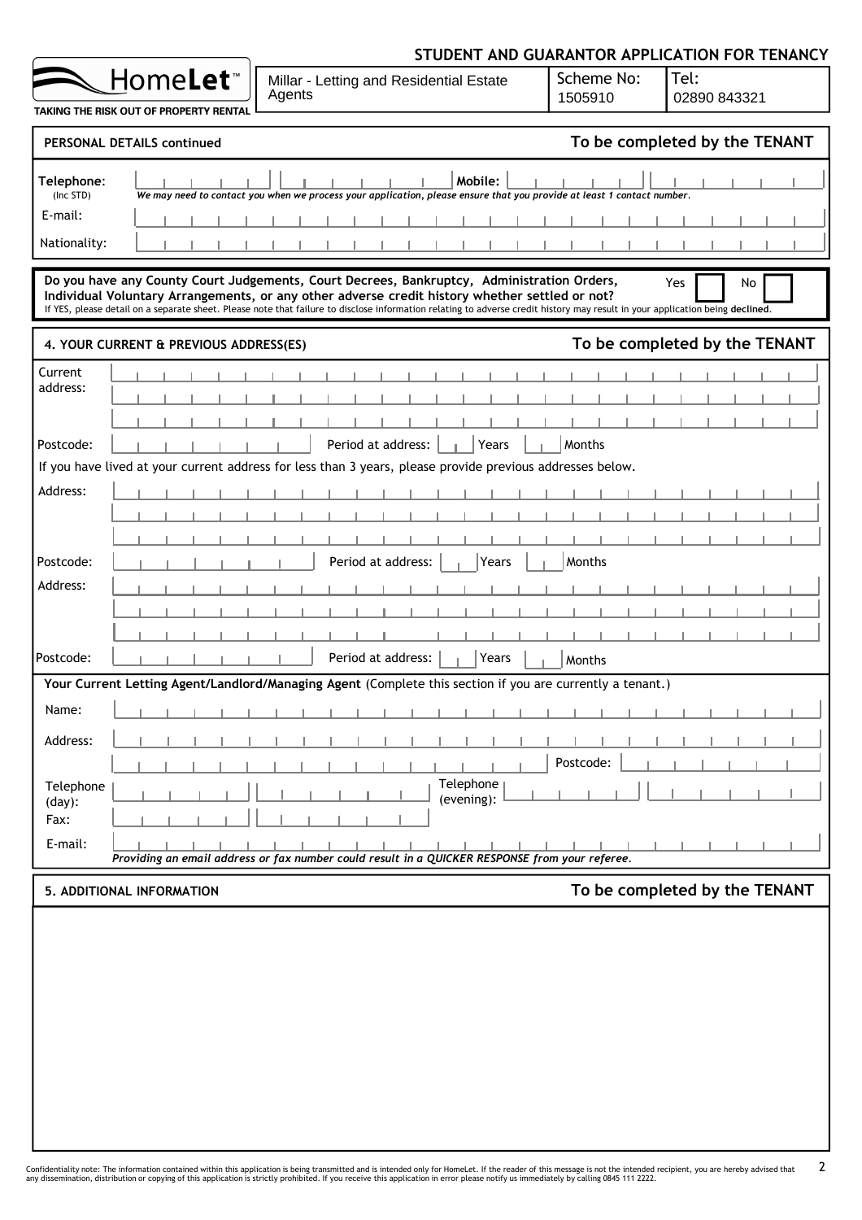**STUDENT AND GUARANTOR APPLICATION FOR TENANCY**

| HomeLet™ TAKING THE RISK OUT OF PROPERTY RENTAL | Millar - Letting and Residential Estate Agents | Scheme No: 1505910 | Tel: 02890 843321 |
|---|---|---|---|

## PERSONAL DETAILS continued — To be completed by the TENANT

Telephone: (Inc STD) ______________ Mobile: ______________

*We may need to contact you when we process your application, please ensure that you provide at least 1 contact number.*

E-mail: ______________

Nationality: ______________

**Do you have any County Court Judgements, Court Decrees, Bankruptcy, Administration Orders, Individual Voluntary Arrangements, or any other adverse credit history whether settled or not?** Yes ☐ No ☐

If YES, please detail on a separate sheet. Please note that failure to disclose information relating to adverse credit history may result in your application being **declined**.

## 4. YOUR CURRENT & PREVIOUS ADDRESS(ES) — To be completed by the TENANT

Current address: ______________

Postcode: ______________ Period at address: ____ Years ____ Months

If you have lived at your current address for less than 3 years, please provide previous addresses below.

Address: ______________

Postcode: ______________ Period at address: ____ Years ____ Months

Address: ______________

Postcode: ______________ Period at address: ____ Years ____ Months

**Your Current Letting Agent/Landlord/Managing Agent** (Complete this section if you are currently a tenant.)

Name: ______________

Address: ______________ Postcode: ______________

Telephone (day): ______________ Telephone (evening): ______________

Fax: ______________

E-mail: ______________

*Providing an email address or fax number could result in a QUICKER RESPONSE from your referee.*

## 5. ADDITIONAL INFORMATION — To be completed by the TENANT

Confidentiality note: The information contained within this application is being transmitted and is intended only for HomeLet. If the reader of this message is not the intended recipient, you are hereby advised that any dissemination, distribution or copying of this application is strictly prohibited. If you receive this application in error please notify us immediately by calling 0845 111 2222.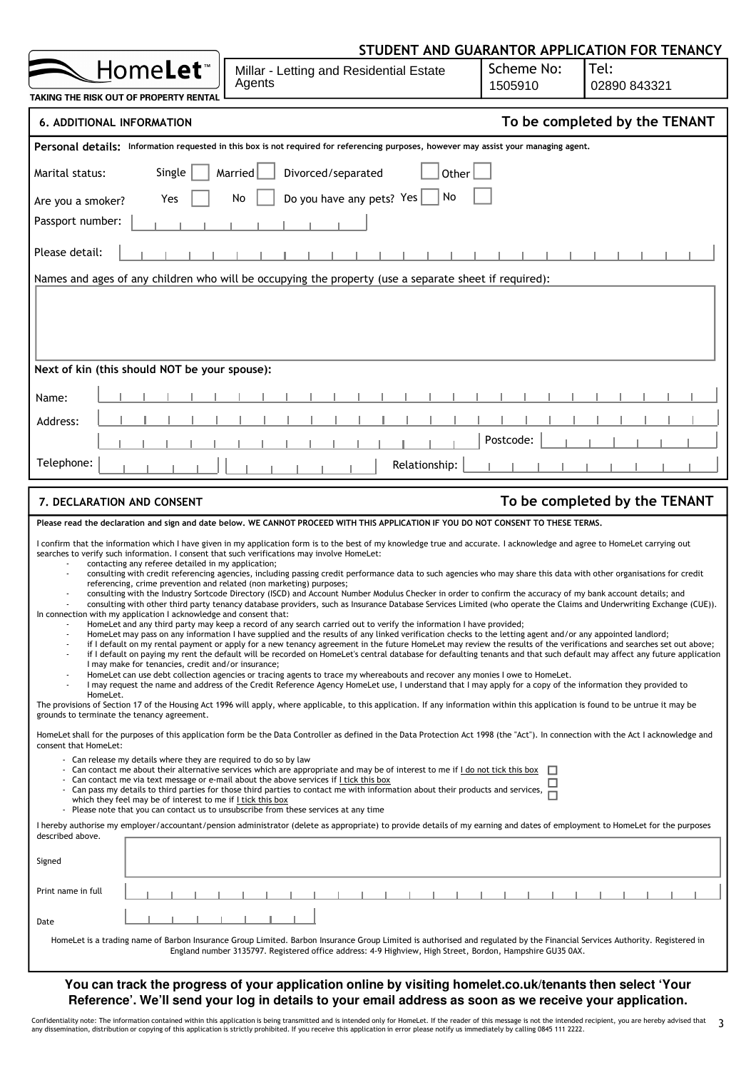**STUDENT AND GUARANTOR APPLICATION FOR TENANCY**

| HomeLet™ TAKING THE RISK OUT OF PROPERTY RENTAL | Millar - Letting and Residential Estate Agents | Scheme No: 1505910 | Tel: 02890 843321 |
|---|---|---|---|

## 6. ADDITIONAL INFORMATION — To be completed by the TENANT

**Personal details:** **Information requested in this box is not required for referencing purposes, however may assist your managing agent.**

Marital status: Single ☐ Married ☐ Divorced/separated ☐ Other ☐

Are you a smoker? Yes ☐ No ☐ Do you have any pets? Yes ☐ No ☐

Passport number:

Please detail:

Names and ages of any children who will be occupying the property (use a separate sheet if required):

**Next of kin (this should NOT be your spouse):**

Name:

Address:

Postcode:

Telephone:

Relationship:

## 7. DECLARATION AND CONSENT — To be completed by the TENANT

**Please read the declaration and sign and date below. WE CANNOT PROCEED WITH THIS APPLICATION IF YOU DO NOT CONSENT TO THESE TERMS.**

I confirm that the information which I have given in my application form is to the best of my knowledge true and accurate. I acknowledge and agree to HomeLet carrying out searches to verify such information. I consent that such verifications may involve HomeLet:

- contacting any referee detailed in my application;
- consulting with credit referencing agencies, including passing credit performance data to such agencies who may share this data with other organisations for credit referencing, crime prevention and related (non marketing) purposes;
- consulting with the Industry Sortcode Directory (ISCD) and Account Number Modulus Checker in order to confirm the accuracy of my bank account details; and
- consulting with other third party tenancy database providers, such as Insurance Database Services Limited (who operate the Claims and Underwriting Exchange (CUE)).

In connection with my application I acknowledge and consent that:

- HomeLet and any third party may keep a record of any search carried out to verify the information I have provided;
- HomeLet may pass on any information I have supplied and the results of any linked verification checks to the letting agent and/or any appointed landlord;
- if I default on my rental payment or apply for a new tenancy agreement in the future HomeLet may review the results of the verifications and searches set out above;
- if I default on paying my rent the default will be recorded on HomeLet's central database for defaulting tenants and that such default may affect any future application I may make for tenancies, credit and/or insurance;
- HomeLet can use debt collection agencies or tracing agents to trace my whereabouts and recover any monies I owe to HomeLet.
- I may request the name and address of the Credit Reference Agency HomeLet use, I understand that I may apply for a copy of the information they provided to HomeLet.

The provisions of Section 17 of the Housing Act 1996 will apply, where applicable, to this application. If any information within this application is found to be untrue it may be grounds to terminate the tenancy agreement.

HomeLet shall for the purposes of this application form be the Data Controller as defined in the Data Protection Act 1998 (the "Act"). In connection with the Act I acknowledge and consent that HomeLet:

- Can release my details where they are required to do so by law
- Can contact me about their alternative services which are appropriate and may be of interest to me if I do not tick this box ☐
- Can contact me via text message or e-mail about the above services if I tick this box ☐
- Can pass my details to third parties for those third parties to contact me with information about their products and services, which they feel may be of interest to me if I tick this box ☐
- Please note that you can contact us to unsubscribe from these services at any time

I hereby authorise my employer/accountant/pension administrator (delete as appropriate) to provide details of my earning and dates of employment to HomeLet for the purposes described above.

Signed

Print name in full

Date

HomeLet is a trading name of Barbon Insurance Group Limited. Barbon Insurance Group Limited is authorised and regulated by the Financial Services Authority. Registered in England number 3135797. Registered office address: 4-9 Highview, High Street, Bordon, Hampshire GU35 0AX.

**You can track the progress of your application online by visiting homelet.co.uk/tenants then select 'Your Reference'. We'll send your log in details to your email address as soon as we receive your application.**

Confidentiality note: The information contained within this application is being transmitted and is intended only for HomeLet. If the reader of this message is not the intended recipient, you are hereby advised that any dissemination, distribution or copying of this application is strictly prohibited. If you receive this application in error please notify us immediately by calling 0845 111 2222.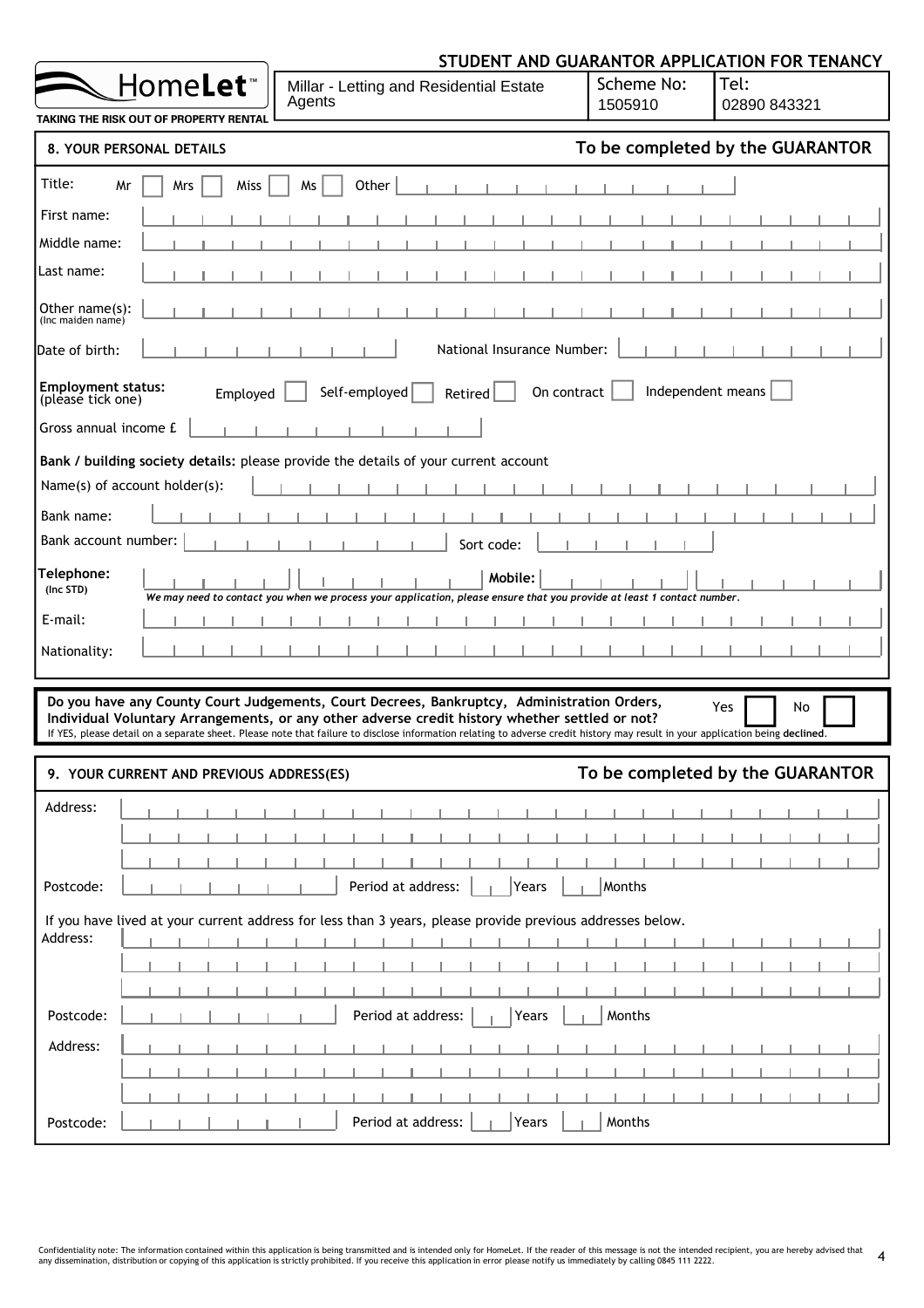**STUDENT AND GUARANTOR APPLICATION FOR TENANCY**

HomeLet™ — TAKING THE RISK OUT OF PROPERTY RENTAL

| Millar - Letting and Residential Estate Agents | Scheme No: 1505910 | Tel: 02890 843321 |
|---|---|---|

## 8. YOUR PERSONAL DETAILS — To be completed by the GUARANTOR

Title: Mr ☐ Mrs ☐ Miss ☐ Ms ☐ Other

First name:

Middle name:

Last name:

Other name(s): (Inc maiden name)

Date of birth: National Insurance Number:

**Employment status:** (please tick one) Employed ☐ Self-employed ☐ Retired ☐ On contract ☐ Independent means ☐

Gross annual income £

**Bank / building society details:** please provide the details of your current account

Name(s) of account holder(s):

Bank name:

Bank account number: Sort code:

**Telephone:** (Inc STD) **Mobile:**

*We may need to contact you when we process your application, please ensure that you provide at least 1 contact number.*

E-mail:

Nationality:

**Do you have any County Court Judgements, Court Decrees, Bankruptcy, Administration Orders, Individual Voluntary Arrangements, or any other adverse credit history whether settled or not?** Yes ☐ No ☐

If YES, please detail on a separate sheet. Please note that failure to disclose information relating to adverse credit history may result in your application being **declined**.

## 9. YOUR CURRENT AND PREVIOUS ADDRESS(ES) — To be completed by the GUARANTOR

Address:

Postcode: Period at address: Years Months

If you have lived at your current address for less than 3 years, please provide previous addresses below.

Address:

Postcode: Period at address: Years Months

Address:

Postcode: Period at address: Years Months

Confidentiality note: The information contained within this application is being transmitted and is intended only for HomeLet. If the reader of this message is not the intended recipient, you are hereby advised that any dissemination, distribution or copying of this application is strictly prohibited. If you receive this application in error please notify us immediately by calling 0845 111 2222.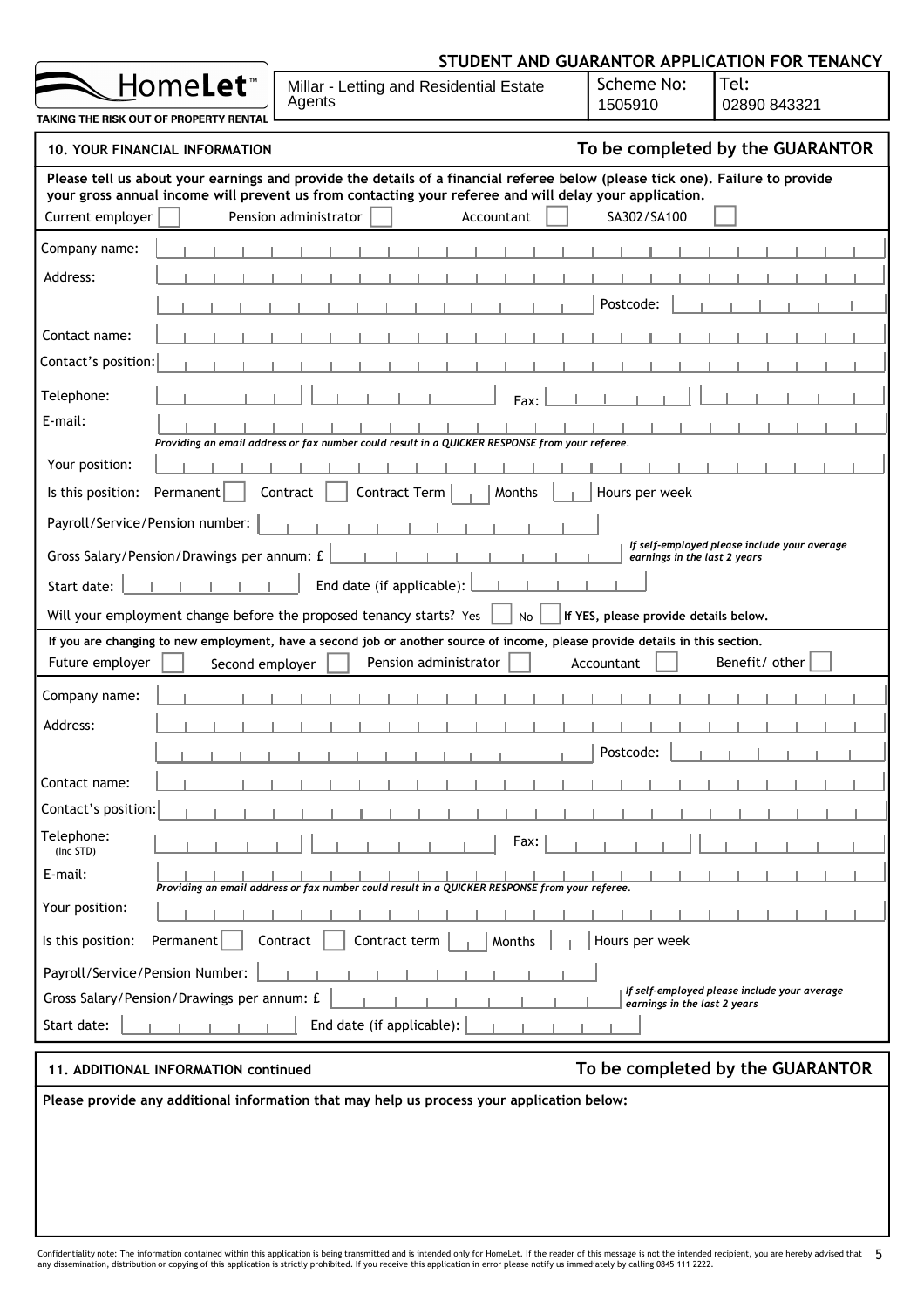# STUDENT AND GUARANTOR APPLICATION FOR TENANCY

**HomeLet™** TAKING THE RISK OUT OF PROPERTY RENTAL

| Millar - Letting and Residential Estate Agents | Scheme No: 1505910 | Tel: 02890 843321 |
|---|---|---|

## 10. YOUR FINANCIAL INFORMATION — To be completed by the GUARANTOR

**Please tell us about your earnings and provide the details of a financial referee below (please tick one). Failure to provide your gross annual income will prevent us from contacting your referee and will delay your application.**

Current employer ☐ Pension administrator ☐ Accountant ☐ SA302/SA100 ☐

Company name:

Address:

Postcode:

Contact name:

Contact's position:

Telephone: Fax:

E-mail:

*Providing an email address or fax number could result in a QUICKER RESPONSE from your referee.*

Your position:

Is this position: Permanent ☐ Contract ☐ Contract Term ☐ Months ☐ Hours per week

Payroll/Service/Pension number:

Gross Salary/Pension/Drawings per annum: £

*If self-employed please include your average earnings in the last 2 years*

Start date: End date (if applicable):

Will your employment change before the proposed tenancy starts? Yes ☐ No ☐ **If YES, please provide details below.**

**If you are changing to new employment, have a second job or another source of income, please provide details in this section.**

Future employer ☐ Second employer ☐ Pension administrator ☐ Accountant ☐ Benefit/ other ☐

Company name:

Address:

Postcode:

Contact name:

Contact's position:

Telephone: (Inc STD) Fax:

E-mail:

*Providing an email address or fax number could result in a QUICKER RESPONSE from your referee.*

Your position:

Is this position: Permanent ☐ Contract ☐ Contract term ☐ Months ☐ Hours per week

Payroll/Service/Pension Number:

Gross Salary/Pension/Drawings per annum: £

*If self-employed please include your average earnings in the last 2 years*

Start date: End date (if applicable):

## 11. ADDITIONAL INFORMATION continued — To be completed by the GUARANTOR

**Please provide any additional information that may help us process your application below:**

Confidentiality note: The information contained within this application is being transmitted and is intended only for HomeLet. If the reader of this message is not the intended recipient, you are hereby advised that any dissemination, distribution or copying of this application is strictly prohibited. If you receive this application in error please notify us immediately by calling 0845 111 2222.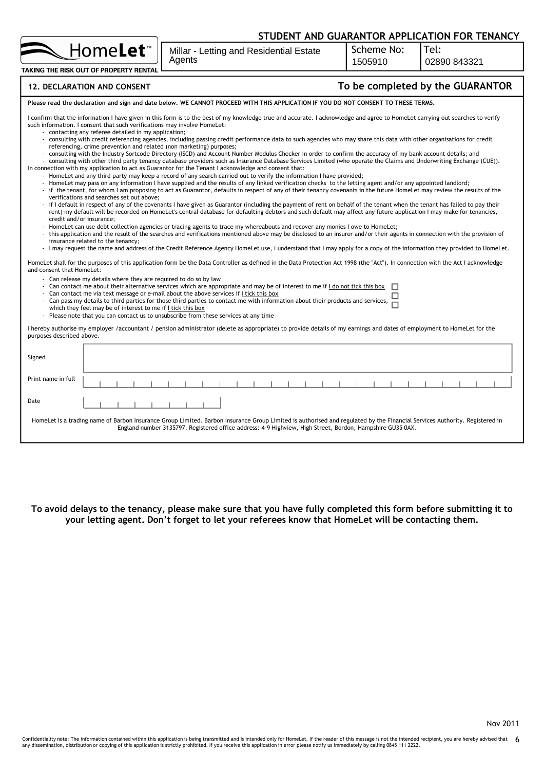## STUDENT AND GUARANTOR APPLICATION FOR TENANCY

HomeLet™
TAKING THE RISK OUT OF PROPERTY RENTAL

| Millar - Letting and Residential Estate Agents | Scheme No: 1505910 | Tel: 02890 843321 |
|---|---|---|

### 12. DECLARATION AND CONSENT

### To be completed by the GUARANTOR

**Please read the declaration and sign and date below. WE CANNOT PROCEED WITH THIS APPLICATION IF YOU DO NOT CONSENT TO THESE TERMS.**

I confirm that the information I have given in this form is to the best of my knowledge true and accurate. I acknowledge and agree to HomeLet carrying out searches to verify such information. I consent that such verifications may involve HomeLet:

- contacting any referee detailed in my application;
- consulting with credit referencing agencies, including passing credit performance data to such agencies who may share this data with other organisations for credit referencing, crime prevention and related (non marketing) purposes;
- consulting with the Industry Sortcode Directory (ISCD) and Account Number Modulus Checker in order to confirm the accuracy of my bank account details; and
- consulting with other third party tenancy database providers such as Insurance Database Services Limited (who operate the Claims and Underwriting Exchange (CUE)).

In connection with my application to act as Guarantor for the Tenant I acknowledge and consent that:

- HomeLet and any third party may keep a record of any search carried out to verify the information I have provided;
- HomeLet may pass on any information I have supplied and the results of any linked verification checks to the letting agent and/or any appointed landlord;
- if the tenant, for whom I am proposing to act as Guarantor, defaults in respect of any of their tenancy covenants in the future HomeLet may review the results of the verifications and searches set out above;
- if I default in respect of any of the covenants I have given as Guarantor (including the payment of rent on behalf of the tenant when the tenant has failed to pay their rent) my default will be recorded on HomeLet's central database for defaulting debtors and such default may affect any future application I may make for tenancies, credit and/or insurance;
- HomeLet can use debt collection agencies or tracing agents to trace my whereabouts and recover any monies I owe to HomeLet;
- this application and the result of the searches and verifications mentioned above may be disclosed to an insurer and/or their agents in connection with the provision of insurance related to the tenancy;
- I may request the name and address of the Credit Reference Agency HomeLet use, I understand that I may apply for a copy of the information they provided to HomeLet.

HomeLet shall for the purposes of this application form be the Data Controller as defined in the Data Protection Act 1998 (the "Act"). In connection with the Act I acknowledge and consent that HomeLet:

- Can release my details where they are required to do so by law
- Can contact me about their alternative services which are appropriate and may be of interest to me if I do not tick this box ☐
- Can contact me via text message or e-mail about the above services if I tick this box ☐
- Can pass my details to third parties for those third parties to contact me with information about their products and services, which they feel may be of interest to me if I tick this box ☐
- Please note that you can contact us to unsubscribe from these services at any time

I hereby authorise my employer /accountant / pension administrator (delete as appropriate) to provide details of my earnings and dates of employment to HomeLet for the purposes described above.

| | |
|---|---|
| Signed | |
| Print name in full | |
| Date | |

HomeLet is a trading name of Barbon Insurance Group Limited. Barbon Insurance Group Limited is authorised and regulated by the Financial Services Authority. Registered in England number 3135797. Registered office address: 4-9 Highview, High Street, Bordon, Hampshire GU35 0AX.

**To avoid delays to the tenancy, please make sure that you have fully completed this form before submitting it to your letting agent. Don't forget to let your referees know that HomeLet will be contacting them.**

Nov 2011

Confidentiality note: The information contained within this application is being transmitted and is intended only for HomeLet. If the reader of this message is not the intended recipient, you are hereby advised that any dissemination, distribution or copying of this application is strictly prohibited. If you receive this application in error please notify us immediately by calling 0845 111 2222.